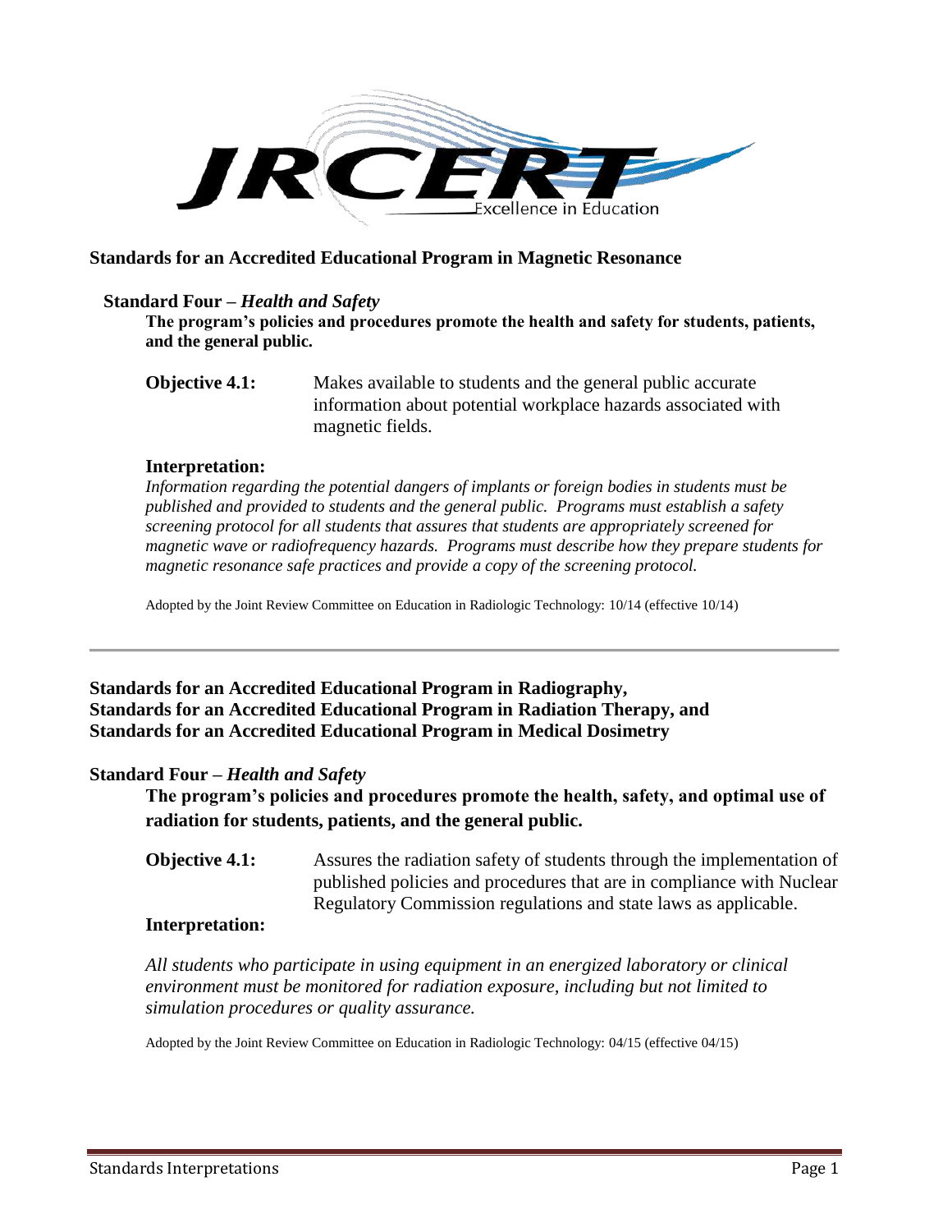## Standards for an Accredited Educational Program in Magnetic Resonance

### Standard Four – *Health and Safety*

**The program's policies and procedures promote the health and safety for students, patients, and the general public.**

**Objective 4.1:** Makes available to students and the general public accurate information about potential workplace hazards associated with magnetic fields.

**Interpretation:**

*Information regarding the potential dangers of implants or foreign bodies in students must be published and provided to students and the general public. Programs must establish a safety screening protocol for all students that assures that students are appropriately screened for magnetic wave or radiofrequency hazards. Programs must describe how they prepare students for magnetic resonance safe practices and provide a copy of the screening protocol.*

Adopted by the Joint Review Committee on Education in Radiologic Technology: 10/14 (effective 10/14)

---

## Standards for an Accredited Educational Program in Radiography, Standards for an Accredited Educational Program in Radiation Therapy, and Standards for an Accredited Educational Program in Medical Dosimetry

### Standard Four – *Health and Safety*

**The program's policies and procedures promote the health, safety, and optimal use of radiation for students, patients, and the general public.**

**Objective 4.1:** Assures the radiation safety of students through the implementation of published policies and procedures that are in compliance with Nuclear Regulatory Commission regulations and state laws as applicable.

**Interpretation:**

*All students who participate in using equipment in an energized laboratory or clinical environment must be monitored for radiation exposure, including but not limited to simulation procedures or quality assurance.*

Adopted by the Joint Review Committee on Education in Radiologic Technology: 04/15 (effective 04/15)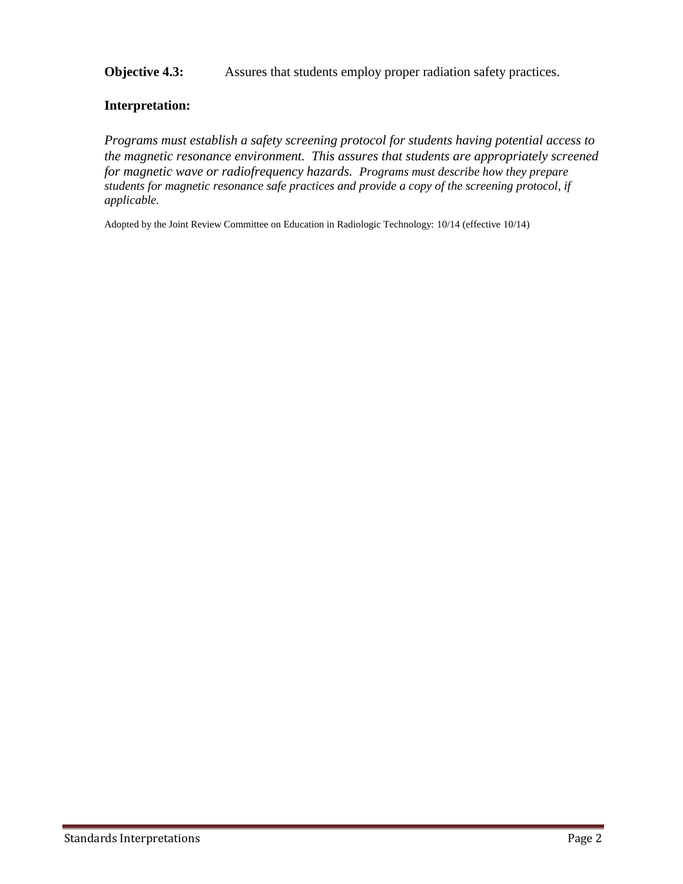**Objective 4.3:** Assures that students employ proper radiation safety practices.

**Interpretation:**

*Programs must establish a safety screening protocol for students having potential access to the magnetic resonance environment. This assures that students are appropriately screened for magnetic wave or radiofrequency hazards. Programs must describe how they prepare students for magnetic resonance safe practices and provide a copy of the screening protocol, if applicable.*

Adopted by the Joint Review Committee on Education in Radiologic Technology: 10/14 (effective 10/14)